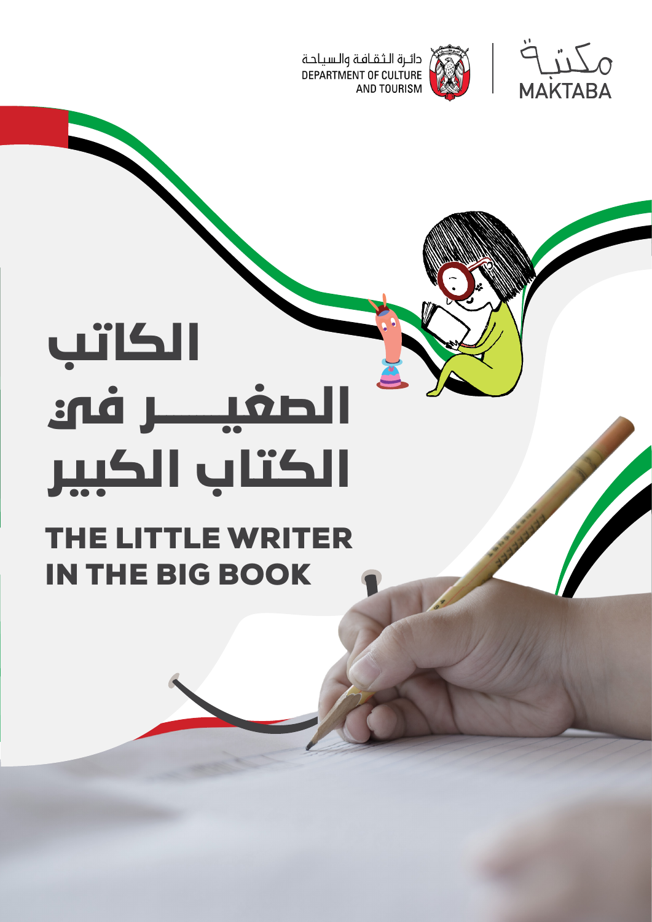دائرة الثقافة والسياحة
DEPARTMENT OF CULTURE AND TOURISM

مكتبة
MAKTABA

# الكاتب الصغير في الكتاب الكبير

# THE LITTLE WRITER IN THE BIG BOOK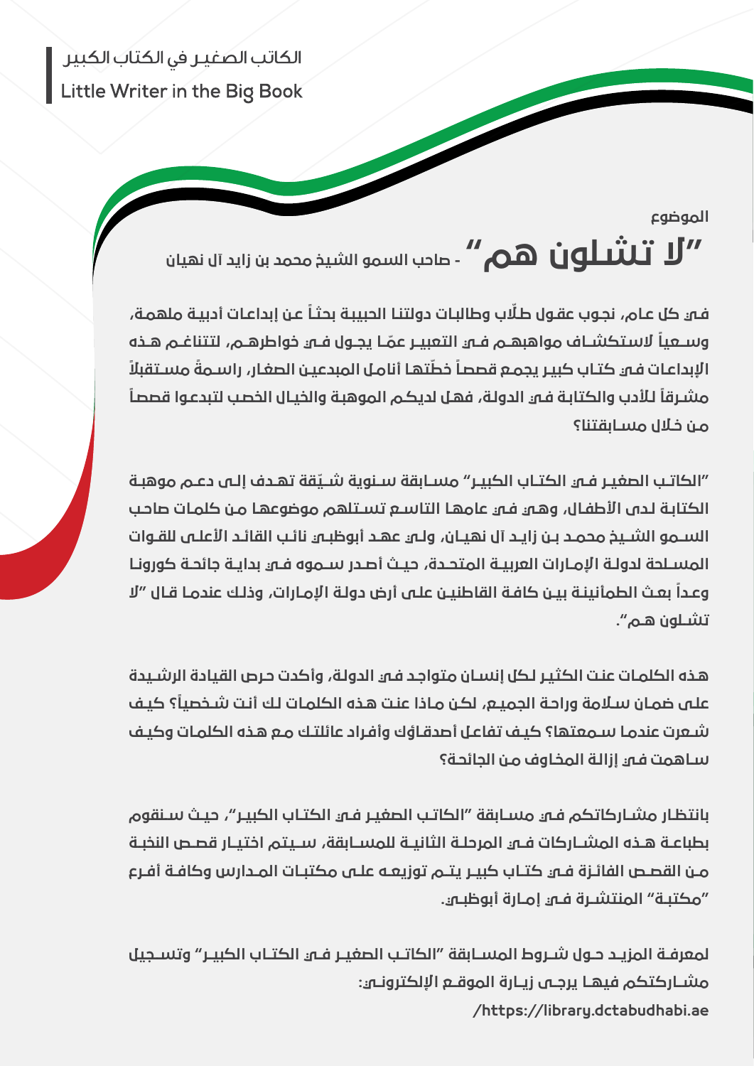الكاتب الصغيـر في الكتاب الكبير
Little Writer in the Big Book

الموضوع

# "لا تشلون هم" - صاحب السمو الشيخ محمد بن زايد آل نهيان

**في كل عام، نجوب عقول طلّاب وطالبات دولتنا الحبيبة بحثاً عن إبداعات أدبية ملهمة، وسعياً لاستكشاف مواهبهم في التعبير عمّا يجول في خواطرهم، لتتناغم هذه الإبداعات في كتاب كبير يجمع قصصاً خطّتها أنامل المبدعين الصغار، راسمةً مستقبلاً مشرقاً للأدب والكتابة في الدولة، فهل لديكم الموهبة والخيال الخصب لتبدعوا قصصاً من خلال مسابقتنا؟**

**"الكاتب الصغير في الكتاب الكبير" مسابقة سنوية شيّقة تهدف إلى دعم موهبة الكتابة لدى الأطفال، وهي في عامها التاسع تستلهم موضوعها من كلمات صاحب السمو الشيخ محمد بن زايد آل نهيان، ولي عهد أبوظبي نائب القائد الأعلى للقوات المسلحة لدولة الإمارات العربية المتحدة، حيث أصدر سموه في بداية جائحة كورونا وعداً بعث الطمأنينة بين كافة القاطنين على أرض دولة الإمارات، وذلك عندما قال "لا تشلون هم".**

**هذه الكلمات عنت الكثير لكل إنسان متواجد في الدولة، وأكدت حرص القيادة الرشيدة على ضمان سلامة وراحة الجميع، لكن ماذا عنت هذه الكلمات لك أنت شخصياً؟ كيف شعرت عندما سمعتها؟ كيف تفاعل أصدقاؤك وأفراد عائلتك مع هذه الكلمات وكيف ساهمت في إزالة المخاوف من الجائحة؟**

**بانتظار مشاركاتكم في مسابقة "الكاتب الصغير في الكتاب الكبير"، حيث سنقوم بطباعة هذه المشاركات في المرحلة الثانية للمسابقة، سيتم اختيار قصص النخبة من القصص الفائزة في كتاب كبير يتم توزيعه على مكتبات المدارس وكافة أفرع "مكتبة" المنتشرة في إمارة أبوظبي.**

**لمعرفة المزيد حول شروط المسابقة "الكاتب الصغير في الكتاب الكبير" وتسجيل مشاركتكم فيها يرجى زيارة الموقع الإلكتروني:**
**https://library.dctabudhabi.ae/**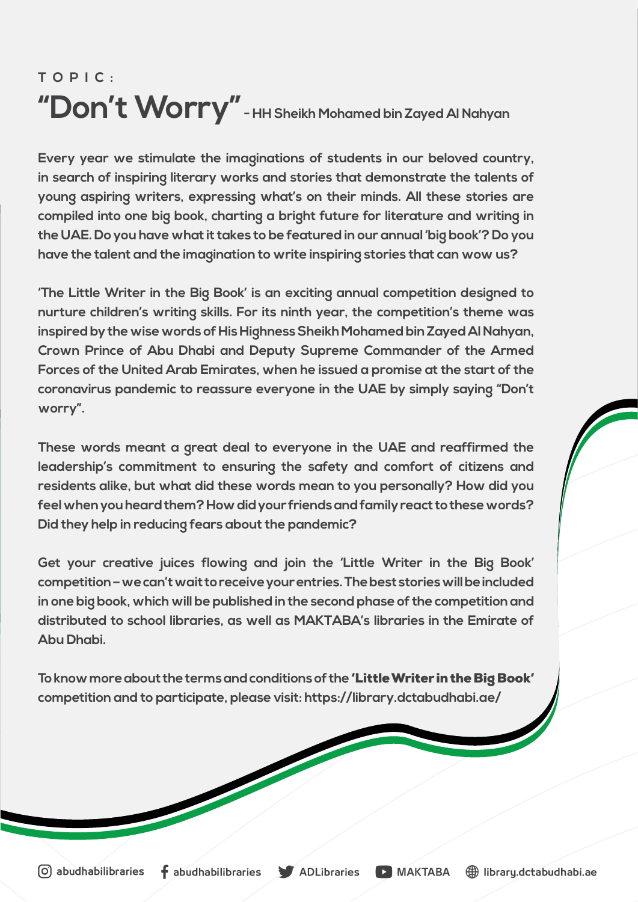TOPIC:

# "Don't Worry" - HH Sheikh Mohamed bin Zayed Al Nahyan

**Every year we stimulate the imaginations of students in our beloved country, in search of inspiring literary works and stories that demonstrate the talents of young aspiring writers, expressing what's on their minds. All these stories are compiled into one big book, charting a bright future for literature and writing in the UAE. Do you have what it takes to be featured in our annual 'big book'? Do you have the talent and the imagination to write inspiring stories that can wow us?**

**'The Little Writer in the Big Book' is an exciting annual competition designed to nurture children's writing skills. For its ninth year, the competition's theme was inspired by the wise words of His Highness Sheikh Mohamed bin Zayed Al Nahyan, Crown Prince of Abu Dhabi and Deputy Supreme Commander of the Armed Forces of the United Arab Emirates, when he issued a promise at the start of the coronavirus pandemic to reassure everyone in the UAE by simply saying "Don't worry".**

**These words meant a great deal to everyone in the UAE and reaffirmed the leadership's commitment to ensuring the safety and comfort of citizens and residents alike, but what did these words mean to you personally? How did you feel when you heard them? How did your friends and family react to these words? Did they help in reducing fears about the pandemic?**

**Get your creative juices flowing and join the 'Little Writer in the Big Book' competition – we can't wait to receive your entries. The best stories will be included in one big book, which will be published in the second phase of the competition and distributed to school libraries, as well as MAKTABA's libraries in the Emirate of Abu Dhabi.**

**To know more about the terms and conditions of the 'Little Writer in the Big Book' competition and to participate, please visit: https://library.dctabudhabi.ae/**

abudhabilibraries | abudhabilibraries | ADLibraries | MAKTABA | library.dctabudhabi.ae